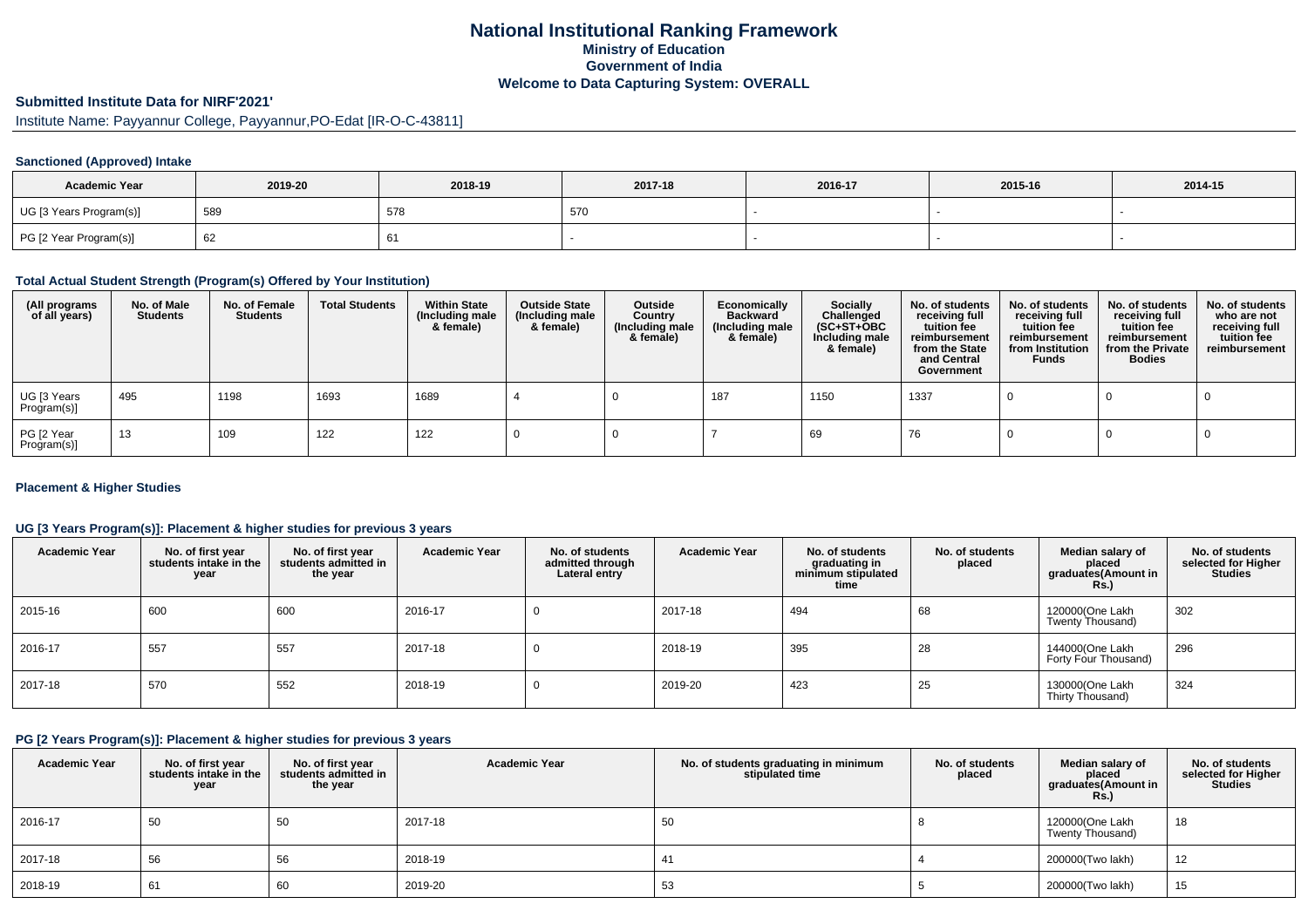# National Institutional Ranking Framework

## Ministry of Education

## Government of India

## Welcome to Data Capturing System: OVERALL

### Submitted Institute Data for NIRF'2021'

Institute Name: Payyannur College, Payyannur,PO-Edat [IR-O-C-43811]

#### Sanctioned (Approved) Intake

| Academic Year | 2019-20 | 2018-19 | 2017-18 | 2016-17 | 2015-16 | 2014-15 |
|---|---|---|---|---|---|---|
| UG [3 Years Program(s)] | 589 | 578 | 570 | - | - | - |
| PG [2 Year Program(s)] | 62 | 61 | - | - | - | - |

#### Total Actual Student Strength (Program(s) Offered by Your Institution)

| (All programs of all years) | No. of Male Students | No. of Female Students | Total Students | Within State (Including male & female) | Outside State (Including male & female) | Outside Country (Including male & female) | Economically Backward (Including male & female) | Socially Challenged (SC+ST+OBC Including male & female) | No. of students receiving full tuition fee reimbursement from the State and Central Government | No. of students receiving full tuition fee reimbursement from Institution Funds | No. of students receiving full tuition fee reimbursement from the Private Bodies | No. of students who are not receiving full tuition fee reimbursement |
|---|---|---|---|---|---|---|---|---|---|---|---|---|
| UG [3 Years Program(s)] | 495 | 1198 | 1693 | 1689 | 4 | 0 | 187 | 1150 | 1337 | 0 | 0 | 0 |
| PG [2 Year Program(s)] | 13 | 109 | 122 | 122 | 0 | 0 | 7 | 69 | 76 | 0 | 0 | 0 |

#### Placement & Higher Studies

#### UG [3 Years Program(s)]: Placement & higher studies for previous 3 years

| Academic Year | No. of first year students intake in the year | No. of first year students admitted in the year | Academic Year | No. of students admitted through Lateral entry | Academic Year | No. of students graduating in minimum stipulated time | No. of students placed | Median salary of placed graduates(Amount in Rs.) | No. of students selected for Higher Studies |
|---|---|---|---|---|---|---|---|---|---|
| 2015-16 | 600 | 600 | 2016-17 | 0 | 2017-18 | 494 | 68 | 120000(One Lakh Twenty Thousand) | 302 |
| 2016-17 | 557 | 557 | 2017-18 | 0 | 2018-19 | 395 | 28 | 144000(One Lakh Forty Four Thousand) | 296 |
| 2017-18 | 570 | 552 | 2018-19 | 0 | 2019-20 | 423 | 25 | 130000(One Lakh Thirty Thousand) | 324 |

#### PG [2 Years Program(s)]: Placement & higher studies for previous 3 years

| Academic Year | No. of first year students intake in the year | No. of first year students admitted in the year | Academic Year | No. of students graduating in minimum stipulated time | No. of students placed | Median salary of placed graduates(Amount in Rs.) | No. of students selected for Higher Studies |
|---|---|---|---|---|---|---|---|
| 2016-17 | 50 | 50 | 2017-18 | 50 | 8 | 120000(One Lakh Twenty Thousand) | 18 |
| 2017-18 | 56 | 56 | 2018-19 | 41 | 4 | 200000(Two lakh) | 12 |
| 2018-19 | 61 | 60 | 2019-20 | 53 | 5 | 200000(Two lakh) | 15 |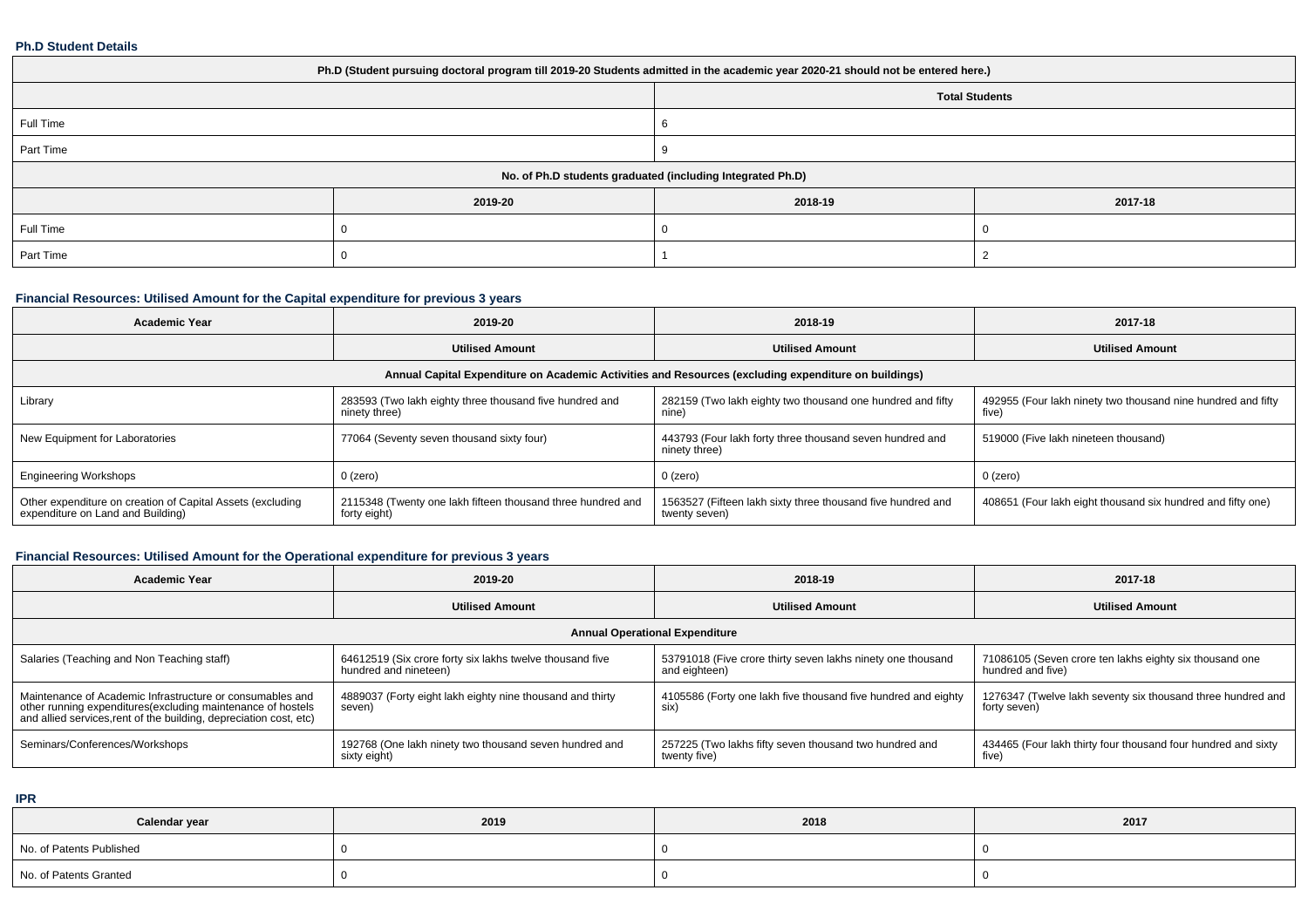**Ph.D Student Details**

| Ph.D (Student pursuing doctoral program till 2019-20 Students admitted in the academic year 2020-21 should not be entered here.) | | | |
|---|---|---|---|
| | Total Students | | |
| Full Time | 6 | | |
| Part Time | 9 | | |
| No. of Ph.D students graduated (including Integrated Ph.D) | | | |
| | 2019-20 | 2018-19 | 2017-18 |
| Full Time | 0 | 0 | 0 |
| Part Time | 0 | 1 | 2 |

**Financial Resources: Utilised Amount for the Capital expenditure for previous 3 years**

| Academic Year | 2019-20 | 2018-19 | 2017-18 |
|---|---|---|---|
| | Utilised Amount | Utilised Amount | Utilised Amount |
| Annual Capital Expenditure on Academic Activities and Resources (excluding expenditure on buildings) | | | |
| Library | 283593 (Two lakh eighty three thousand five hundred and ninety three) | 282159 (Two lakh eighty two thousand one hundred and fifty nine) | 492955 (Four lakh ninety two thousand nine hundred and fifty five) |
| New Equipment for Laboratories | 77064 (Seventy seven thousand sixty four) | 443793 (Four lakh forty three thousand seven hundred and ninety three) | 519000 (Five lakh nineteen thousand) |
| Engineering Workshops | 0 (zero) | 0 (zero) | 0 (zero) |
| Other expenditure on creation of Capital Assets (excluding expenditure on Land and Building) | 2115348 (Twenty one lakh fifteen thousand three hundred and forty eight) | 1563527 (Fifteen lakh sixty three thousand five hundred and twenty seven) | 408651 (Four lakh eight thousand six hundred and fifty one) |

**Financial Resources: Utilised Amount for the Operational expenditure for previous 3 years**

| Academic Year | 2019-20 | 2018-19 | 2017-18 |
|---|---|---|---|
| | Utilised Amount | Utilised Amount | Utilised Amount |
| Annual Operational Expenditure | | | |
| Salaries (Teaching and Non Teaching staff) | 64612519 (Six crore forty six lakhs twelve thousand five hundred and nineteen) | 53791018 (Five crore thirty seven lakhs ninety one thousand and eighteen) | 71086105 (Seven crore ten lakhs eighty six thousand one hundred and five) |
| Maintenance of Academic Infrastructure or consumables and other running expenditures(excluding maintenance of hostels and allied services,rent of the building, depreciation cost, etc) | 4889037 (Forty eight lakh eighty nine thousand and thirty seven) | 4105586 (Forty one lakh five thousand five hundred and eighty six) | 1276347 (Twelve lakh seventy six thousand three hundred and forty seven) |
| Seminars/Conferences/Workshops | 192768 (One lakh ninety two thousand seven hundred and sixty eight) | 257225 (Two lakhs fifty seven thousand two hundred and twenty five) | 434465 (Four lakh thirty four thousand four hundred and sixty five) |

**IPR**

| Calendar year | 2019 | 2018 | 2017 |
|---|---|---|---|
| No. of Patents Published | 0 | 0 | 0 |
| No. of Patents Granted | 0 | 0 | 0 |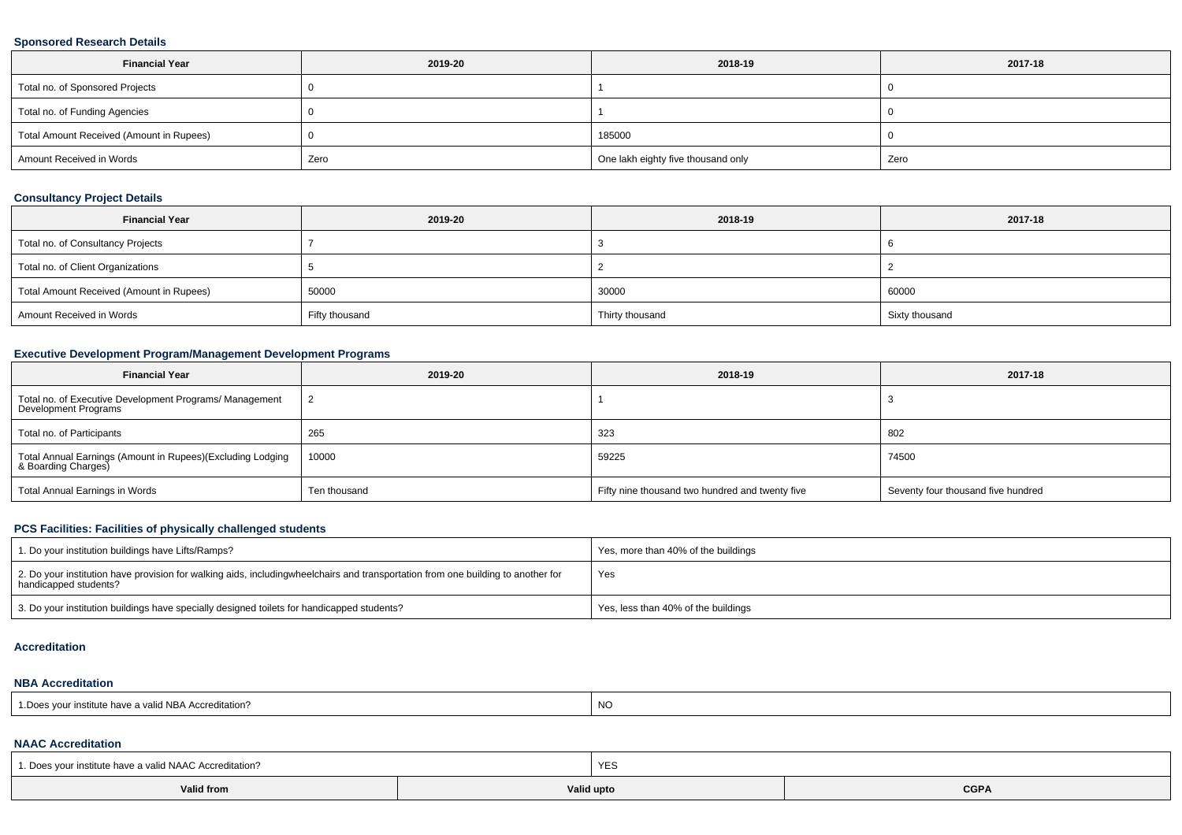### Sponsored Research Details

| Financial Year | 2019-20 | 2018-19 | 2017-18 |
|---|---|---|---|
| Total no. of Sponsored Projects | 0 | 1 | 0 |
| Total no. of Funding Agencies | 0 | 1 | 0 |
| Total Amount Received (Amount in Rupees) | 0 | 185000 | 0 |
| Amount Received in Words | Zero | One lakh eighty five thousand only | Zero |

### Consultancy Project Details

| Financial Year | 2019-20 | 2018-19 | 2017-18 |
|---|---|---|---|
| Total no. of Consultancy Projects | 7 | 3 | 6 |
| Total no. of Client Organizations | 5 | 2 | 2 |
| Total Amount Received (Amount in Rupees) | 50000 | 30000 | 60000 |
| Amount Received in Words | Fifty thousand | Thirty thousand | Sixty thousand |

### Executive Development Program/Management Development Programs

| Financial Year | 2019-20 | 2018-19 | 2017-18 |
|---|---|---|---|
| Total no. of Executive Development Programs/ Management Development Programs | 2 | 1 | 3 |
| Total no. of Participants | 265 | 323 | 802 |
| Total Annual Earnings (Amount in Rupees)(Excluding Lodging & Boarding Charges) | 10000 | 59225 | 74500 |
| Total Annual Earnings in Words | Ten thousand | Fifty nine thousand two hundred and twenty five | Seventy four thousand five hundred |

### PCS Facilities: Facilities of physically challenged students

| | |
|---|---|
| 1. Do your institution buildings have Lifts/Ramps? | Yes, more than 40% of the buildings |
| 2. Do your institution have provision for walking aids, includingwheelchairs and transportation from one building to another for handicapped students? | Yes |
| 3. Do your institution buildings have specially designed toilets for handicapped students? | Yes, less than 40% of the buildings |

### Accreditation

### NBA Accreditation

| | |
|---|---|
| 1.Does your institute have a valid NBA Accreditation? | NO |

### NAAC Accreditation

| | | |
|---|---|---|
| 1. Does your institute have a valid NAAC Accreditation? | YES | |
| **Valid from** | **Valid upto** | **CGPA** |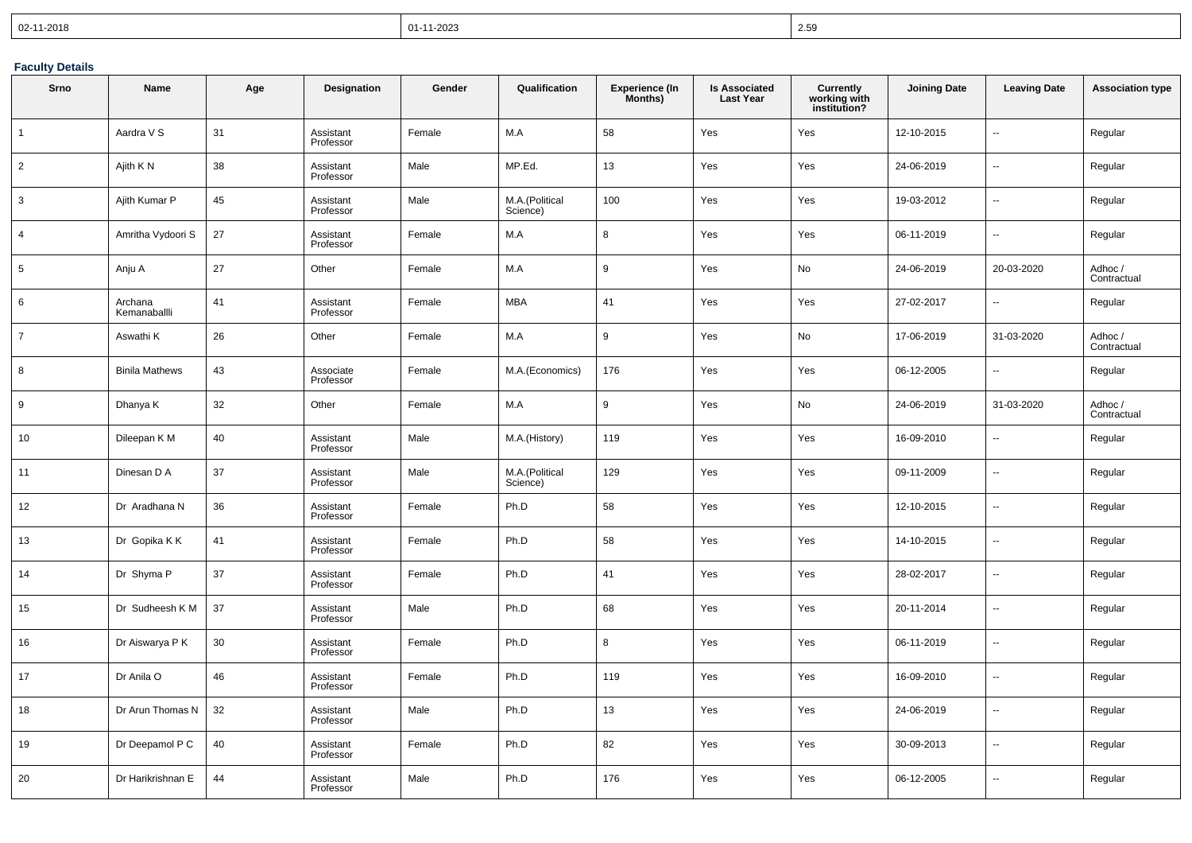| 02-11-2018 | 01-11-2023 | 2.59 |
|---|---|---|

### Faculty Details

| Srno | Name | Age | Designation | Gender | Qualification | Experience (In Months) | Is Associated Last Year | Currently working with institution? | Joining Date | Leaving Date | Association type |
|---|---|---|---|---|---|---|---|---|---|---|---|
| 1 | Aardra V S | 31 | Assistant Professor | Female | M.A | 58 | Yes | Yes | 12-10-2015 | -- | Regular |
| 2 | Ajith K N | 38 | Assistant Professor | Male | MP.Ed. | 13 | Yes | Yes | 24-06-2019 | -- | Regular |
| 3 | Ajith Kumar P | 45 | Assistant Professor | Male | M.A.(Political Science) | 100 | Yes | Yes | 19-03-2012 | -- | Regular |
| 4 | Amritha Vydoori S | 27 | Assistant Professor | Female | M.A | 8 | Yes | Yes | 06-11-2019 | -- | Regular |
| 5 | Anju A | 27 | Other | Female | M.A | 9 | Yes | No | 24-06-2019 | 20-03-2020 | Adhoc / Contractual |
| 6 | Archana Kemanaballli | 41 | Assistant Professor | Female | MBA | 41 | Yes | Yes | 27-02-2017 | -- | Regular |
| 7 | Aswathi K | 26 | Other | Female | M.A | 9 | Yes | No | 17-06-2019 | 31-03-2020 | Adhoc / Contractual |
| 8 | Binila Mathews | 43 | Associate Professor | Female | M.A.(Economics) | 176 | Yes | Yes | 06-12-2005 | -- | Regular |
| 9 | Dhanya K | 32 | Other | Female | M.A | 9 | Yes | No | 24-06-2019 | 31-03-2020 | Adhoc / Contractual |
| 10 | Dileepan K M | 40 | Assistant Professor | Male | M.A.(History) | 119 | Yes | Yes | 16-09-2010 | -- | Regular |
| 11 | Dinesan D A | 37 | Assistant Professor | Male | M.A.(Political Science) | 129 | Yes | Yes | 09-11-2009 | -- | Regular |
| 12 | Dr Aradhana N | 36 | Assistant Professor | Female | Ph.D | 58 | Yes | Yes | 12-10-2015 | -- | Regular |
| 13 | Dr Gopika K K | 41 | Assistant Professor | Female | Ph.D | 58 | Yes | Yes | 14-10-2015 | -- | Regular |
| 14 | Dr Shyma P | 37 | Assistant Professor | Female | Ph.D | 41 | Yes | Yes | 28-02-2017 | -- | Regular |
| 15 | Dr Sudheesh K M | 37 | Assistant Professor | Male | Ph.D | 68 | Yes | Yes | 20-11-2014 | -- | Regular |
| 16 | Dr Aiswarya P K | 30 | Assistant Professor | Female | Ph.D | 8 | Yes | Yes | 06-11-2019 | -- | Regular |
| 17 | Dr Anila O | 46 | Assistant Professor | Female | Ph.D | 119 | Yes | Yes | 16-09-2010 | -- | Regular |
| 18 | Dr Arun Thomas N | 32 | Assistant Professor | Male | Ph.D | 13 | Yes | Yes | 24-06-2019 | -- | Regular |
| 19 | Dr Deepamol P C | 40 | Assistant Professor | Female | Ph.D | 82 | Yes | Yes | 30-09-2013 | -- | Regular |
| 20 | Dr Harikrishnan E | 44 | Assistant Professor | Male | Ph.D | 176 | Yes | Yes | 06-12-2005 | -- | Regular |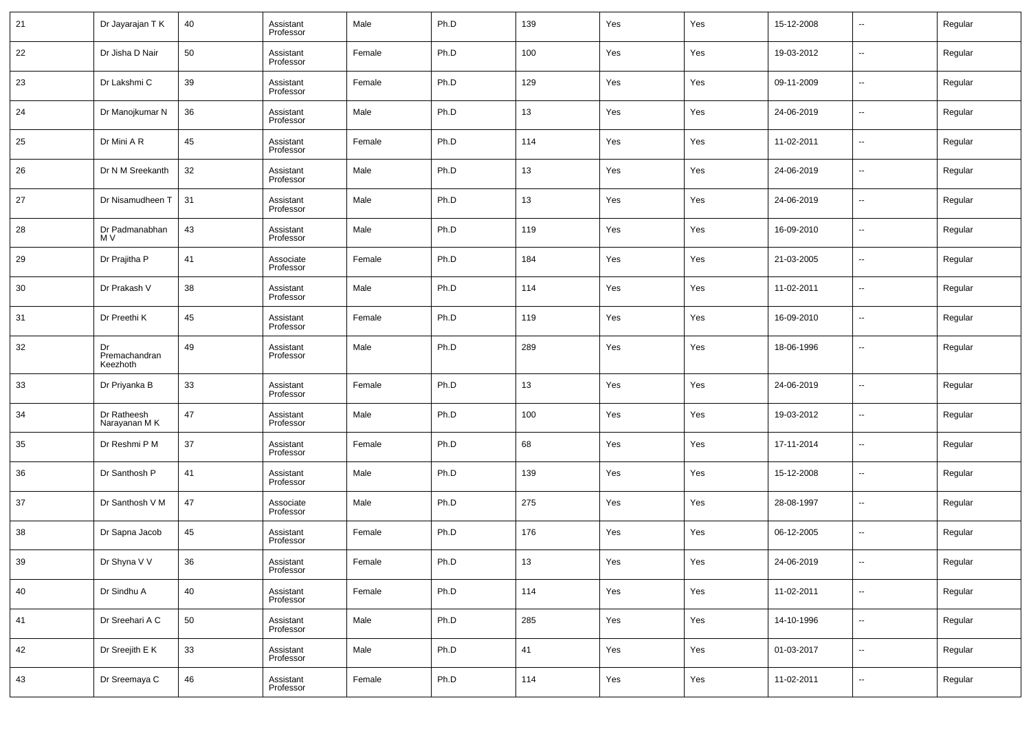| 21 | Dr Jayarajan T K | 40 | Assistant Professor | Male | Ph.D | 139 | Yes | Yes | 15-12-2008 | -- | Regular |
|---|---|---|---|---|---|---|---|---|---|---|---|
| 22 | Dr Jisha D Nair | 50 | Assistant Professor | Female | Ph.D | 100 | Yes | Yes | 19-03-2012 | -- | Regular |
| 23 | Dr Lakshmi C | 39 | Assistant Professor | Female | Ph.D | 129 | Yes | Yes | 09-11-2009 | -- | Regular |
| 24 | Dr Manojkumar N | 36 | Assistant Professor | Male | Ph.D | 13 | Yes | Yes | 24-06-2019 | -- | Regular |
| 25 | Dr Mini A R | 45 | Assistant Professor | Female | Ph.D | 114 | Yes | Yes | 11-02-2011 | -- | Regular |
| 26 | Dr N M Sreekanth | 32 | Assistant Professor | Male | Ph.D | 13 | Yes | Yes | 24-06-2019 | -- | Regular |
| 27 | Dr Nisamudheen T | 31 | Assistant Professor | Male | Ph.D | 13 | Yes | Yes | 24-06-2019 | -- | Regular |
| 28 | Dr Padmanabhan M V | 43 | Assistant Professor | Male | Ph.D | 119 | Yes | Yes | 16-09-2010 | -- | Regular |
| 29 | Dr Prajitha P | 41 | Associate Professor | Female | Ph.D | 184 | Yes | Yes | 21-03-2005 | -- | Regular |
| 30 | Dr Prakash V | 38 | Assistant Professor | Male | Ph.D | 114 | Yes | Yes | 11-02-2011 | -- | Regular |
| 31 | Dr Preethi K | 45 | Assistant Professor | Female | Ph.D | 119 | Yes | Yes | 16-09-2010 | -- | Regular |
| 32 | Dr Premachandran Keezhoth | 49 | Assistant Professor | Male | Ph.D | 289 | Yes | Yes | 18-06-1996 | -- | Regular |
| 33 | Dr Priyanka B | 33 | Assistant Professor | Female | Ph.D | 13 | Yes | Yes | 24-06-2019 | -- | Regular |
| 34 | Dr Ratheesh Narayanan M K | 47 | Assistant Professor | Male | Ph.D | 100 | Yes | Yes | 19-03-2012 | -- | Regular |
| 35 | Dr Reshmi P M | 37 | Assistant Professor | Female | Ph.D | 68 | Yes | Yes | 17-11-2014 | -- | Regular |
| 36 | Dr Santhosh P | 41 | Assistant Professor | Male | Ph.D | 139 | Yes | Yes | 15-12-2008 | -- | Regular |
| 37 | Dr Santhosh V M | 47 | Associate Professor | Male | Ph.D | 275 | Yes | Yes | 28-08-1997 | -- | Regular |
| 38 | Dr Sapna Jacob | 45 | Assistant Professor | Female | Ph.D | 176 | Yes | Yes | 06-12-2005 | -- | Regular |
| 39 | Dr Shyna V V | 36 | Assistant Professor | Female | Ph.D | 13 | Yes | Yes | 24-06-2019 | -- | Regular |
| 40 | Dr Sindhu A | 40 | Assistant Professor | Female | Ph.D | 114 | Yes | Yes | 11-02-2011 | -- | Regular |
| 41 | Dr Sreehari A C | 50 | Assistant Professor | Male | Ph.D | 285 | Yes | Yes | 14-10-1996 | -- | Regular |
| 42 | Dr Sreejith E K | 33 | Assistant Professor | Male | Ph.D | 41 | Yes | Yes | 01-03-2017 | -- | Regular |
| 43 | Dr Sreemaya C | 46 | Assistant Professor | Female | Ph.D | 114 | Yes | Yes | 11-02-2011 | -- | Regular |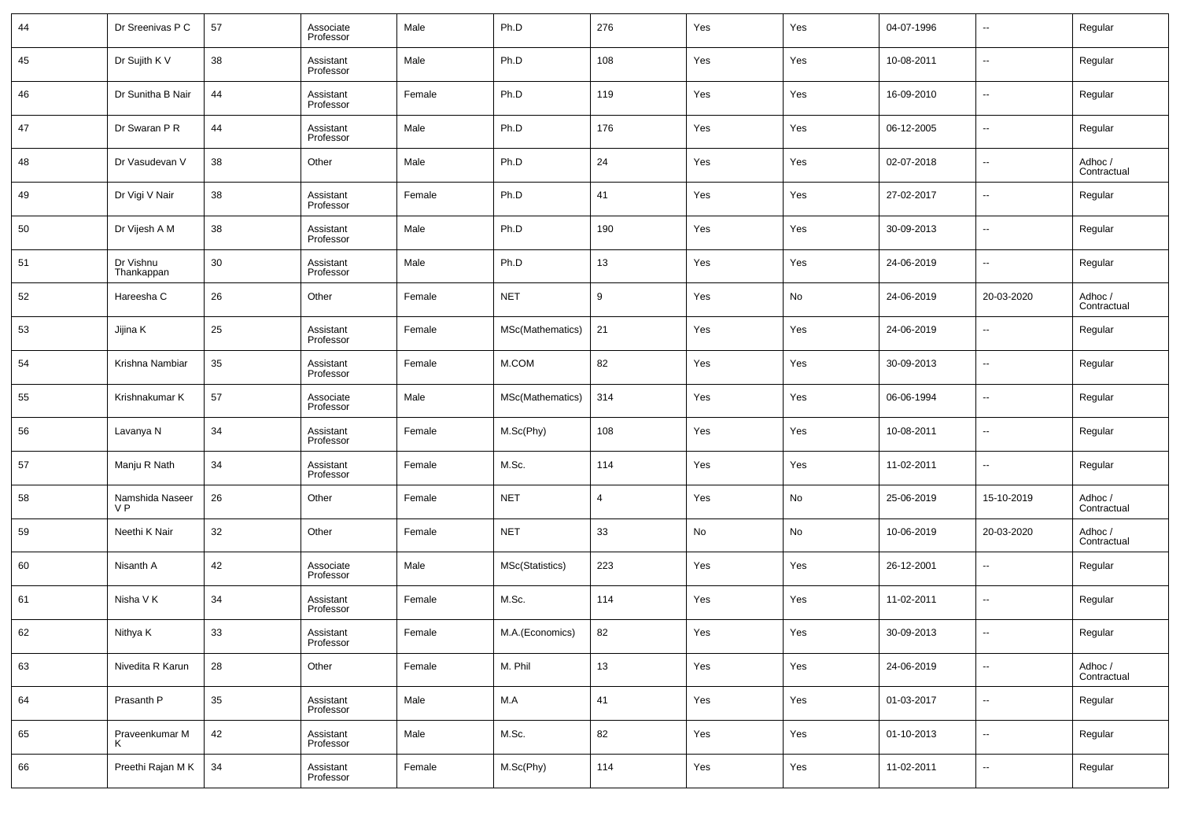| 44 | Dr Sreenivas P C | 57 | Associate Professor | Male | Ph.D | 276 | Yes | Yes | 04-07-1996 | -- | Regular |
|---|---|---|---|---|---|---|---|---|---|---|---|
| 45 | Dr Sujith K V | 38 | Assistant Professor | Male | Ph.D | 108 | Yes | Yes | 10-08-2011 | -- | Regular |
| 46 | Dr Sunitha B Nair | 44 | Assistant Professor | Female | Ph.D | 119 | Yes | Yes | 16-09-2010 | -- | Regular |
| 47 | Dr Swaran P R | 44 | Assistant Professor | Male | Ph.D | 176 | Yes | Yes | 06-12-2005 | -- | Regular |
| 48 | Dr Vasudevan V | 38 | Other | Male | Ph.D | 24 | Yes | Yes | 02-07-2018 | -- | Adhoc / Contractual |
| 49 | Dr Vigi V Nair | 38 | Assistant Professor | Female | Ph.D | 41 | Yes | Yes | 27-02-2017 | -- | Regular |
| 50 | Dr Vijesh A M | 38 | Assistant Professor | Male | Ph.D | 190 | Yes | Yes | 30-09-2013 | -- | Regular |
| 51 | Dr Vishnu Thankappan | 30 | Assistant Professor | Male | Ph.D | 13 | Yes | Yes | 24-06-2019 | -- | Regular |
| 52 | Hareesha C | 26 | Other | Female | NET | 9 | Yes | No | 24-06-2019 | 20-03-2020 | Adhoc / Contractual |
| 53 | Jijina K | 25 | Assistant Professor | Female | MSc(Mathematics) | 21 | Yes | Yes | 24-06-2019 | -- | Regular |
| 54 | Krishna Nambiar | 35 | Assistant Professor | Female | M.COM | 82 | Yes | Yes | 30-09-2013 | -- | Regular |
| 55 | Krishnakumar K | 57 | Associate Professor | Male | MSc(Mathematics) | 314 | Yes | Yes | 06-06-1994 | -- | Regular |
| 56 | Lavanya N | 34 | Assistant Professor | Female | M.Sc(Phy) | 108 | Yes | Yes | 10-08-2011 | -- | Regular |
| 57 | Manju R Nath | 34 | Assistant Professor | Female | M.Sc. | 114 | Yes | Yes | 11-02-2011 | -- | Regular |
| 58 | Namshida Naseer V P | 26 | Other | Female | NET | 4 | Yes | No | 25-06-2019 | 15-10-2019 | Adhoc / Contractual |
| 59 | Neethi K Nair | 32 | Other | Female | NET | 33 | No | No | 10-06-2019 | 20-03-2020 | Adhoc / Contractual |
| 60 | Nisanth A | 42 | Associate Professor | Male | MSc(Statistics) | 223 | Yes | Yes | 26-12-2001 | -- | Regular |
| 61 | Nisha V K | 34 | Assistant Professor | Female | M.Sc. | 114 | Yes | Yes | 11-02-2011 | -- | Regular |
| 62 | Nithya K | 33 | Assistant Professor | Female | M.A.(Economics) | 82 | Yes | Yes | 30-09-2013 | -- | Regular |
| 63 | Nivedita R Karun | 28 | Other | Female | M. Phil | 13 | Yes | Yes | 24-06-2019 | -- | Adhoc / Contractual |
| 64 | Prasanth P | 35 | Assistant Professor | Male | M.A | 41 | Yes | Yes | 01-03-2017 | -- | Regular |
| 65 | Praveenkumar M K | 42 | Assistant Professor | Male | M.Sc. | 82 | Yes | Yes | 01-10-2013 | -- | Regular |
| 66 | Preethi Rajan M K | 34 | Assistant Professor | Female | M.Sc(Phy) | 114 | Yes | Yes | 11-02-2011 | -- | Regular |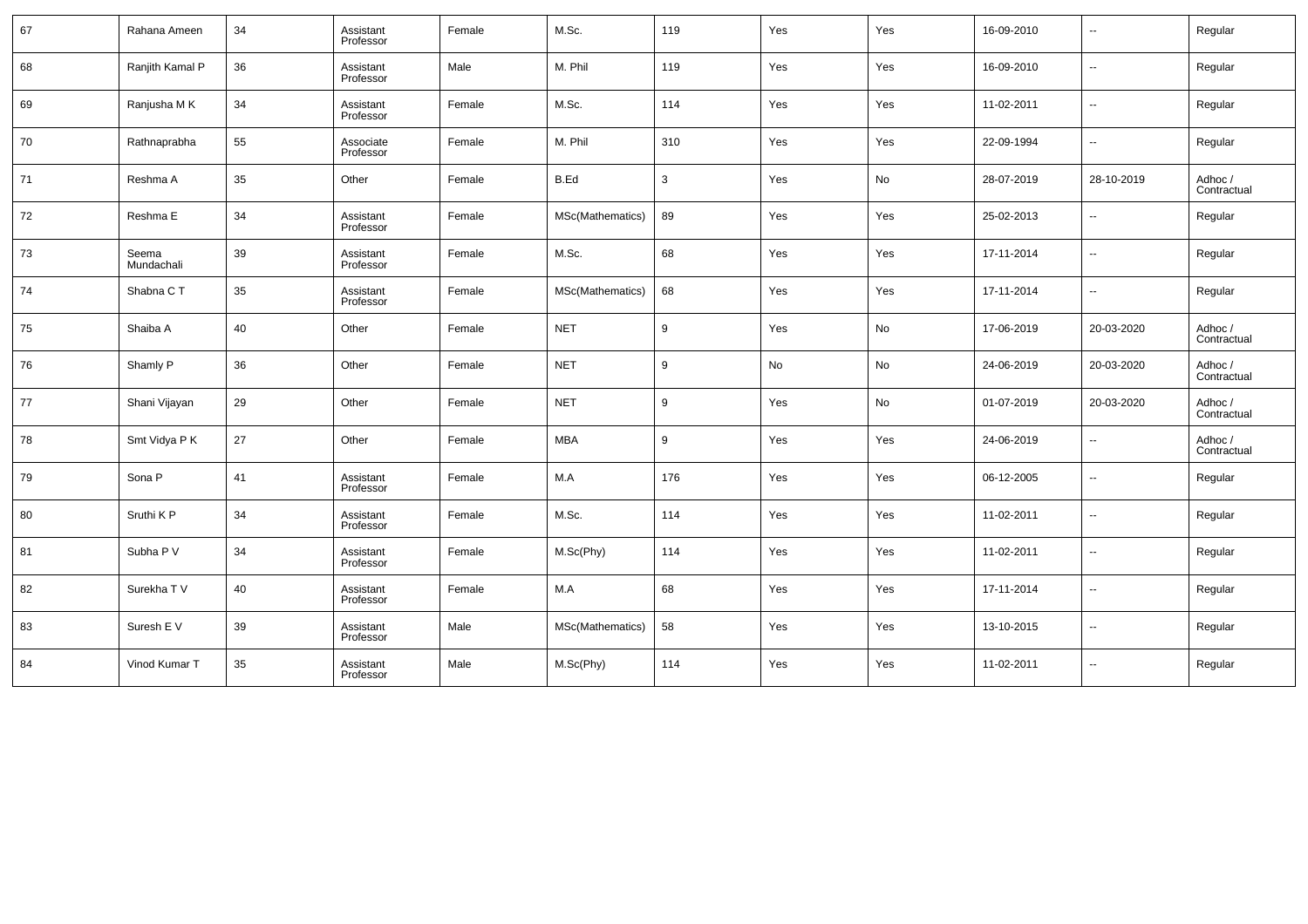| | | | | | | | | | | | |
|---|---|---|---|---|---|---|---|---|---|---|---|
| 67 | Rahana Ameen | 34 | Assistant Professor | Female | M.Sc. | 119 | Yes | Yes | 16-09-2010 | -- | Regular |
| 68 | Ranjith Kamal P | 36 | Assistant Professor | Male | M. Phil | 119 | Yes | Yes | 16-09-2010 | -- | Regular |
| 69 | Ranjusha M K | 34 | Assistant Professor | Female | M.Sc. | 114 | Yes | Yes | 11-02-2011 | -- | Regular |
| 70 | Rathnaprabha | 55 | Associate Professor | Female | M. Phil | 310 | Yes | Yes | 22-09-1994 | -- | Regular |
| 71 | Reshma A | 35 | Other | Female | B.Ed | 3 | Yes | No | 28-07-2019 | 28-10-2019 | Adhoc / Contractual |
| 72 | Reshma E | 34 | Assistant Professor | Female | MSc(Mathematics) | 89 | Yes | Yes | 25-02-2013 | -- | Regular |
| 73 | Seema Mundachali | 39 | Assistant Professor | Female | M.Sc. | 68 | Yes | Yes | 17-11-2014 | -- | Regular |
| 74 | Shabna C T | 35 | Assistant Professor | Female | MSc(Mathematics) | 68 | Yes | Yes | 17-11-2014 | -- | Regular |
| 75 | Shaiba A | 40 | Other | Female | NET | 9 | Yes | No | 17-06-2019 | 20-03-2020 | Adhoc / Contractual |
| 76 | Shamly P | 36 | Other | Female | NET | 9 | No | No | 24-06-2019 | 20-03-2020 | Adhoc / Contractual |
| 77 | Shani Vijayan | 29 | Other | Female | NET | 9 | Yes | No | 01-07-2019 | 20-03-2020 | Adhoc / Contractual |
| 78 | Smt Vidya P K | 27 | Other | Female | MBA | 9 | Yes | Yes | 24-06-2019 | -- | Adhoc / Contractual |
| 79 | Sona P | 41 | Assistant Professor | Female | M.A | 176 | Yes | Yes | 06-12-2005 | -- | Regular |
| 80 | Sruthi K P | 34 | Assistant Professor | Female | M.Sc. | 114 | Yes | Yes | 11-02-2011 | -- | Regular |
| 81 | Subha P V | 34 | Assistant Professor | Female | M.Sc(Phy) | 114 | Yes | Yes | 11-02-2011 | -- | Regular |
| 82 | Surekha T V | 40 | Assistant Professor | Female | M.A | 68 | Yes | Yes | 17-11-2014 | -- | Regular |
| 83 | Suresh E V | 39 | Assistant Professor | Male | MSc(Mathematics) | 58 | Yes | Yes | 13-10-2015 | -- | Regular |
| 84 | Vinod Kumar T | 35 | Assistant Professor | Male | M.Sc(Phy) | 114 | Yes | Yes | 11-02-2011 | -- | Regular |